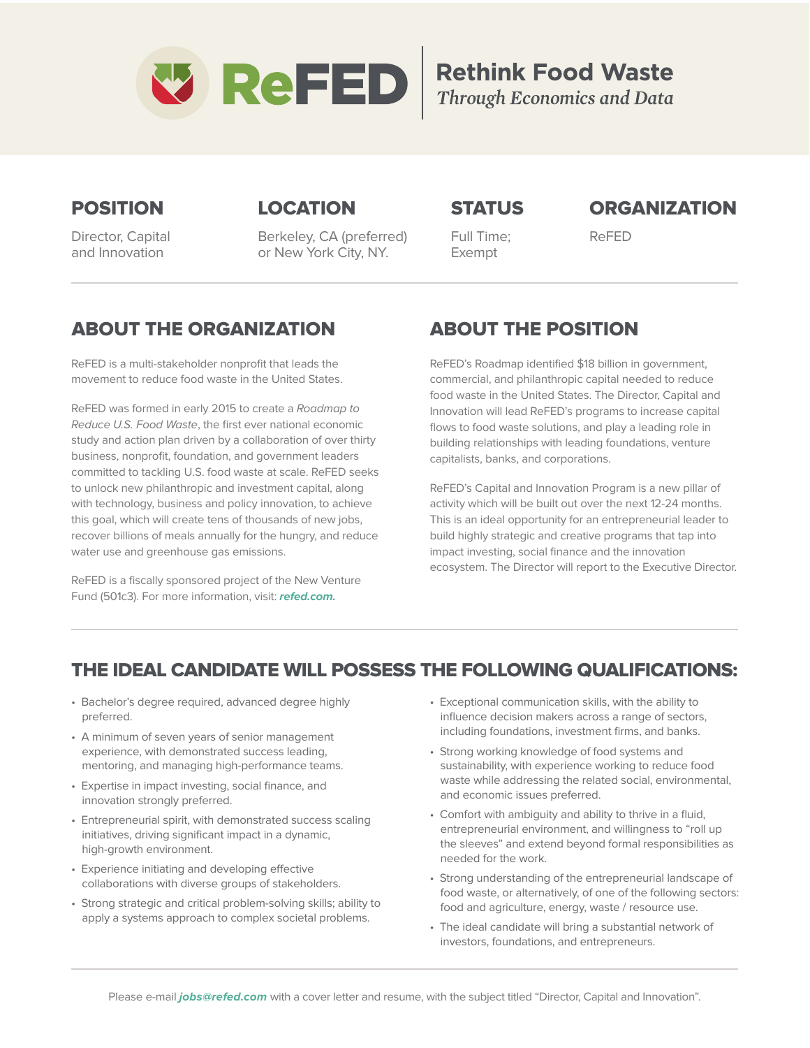# ReFED

**Rethink Food Waste**
*Through Economics and Data*

| POSITION | LOCATION | STATUS | ORGANIZATION |
|---|---|---|---|
| Director, Capital and Innovation | Berkeley, CA (preferred) or New York City, NY. | Full Time; Exempt | ReFED |

## ABOUT THE ORGANIZATION

ReFED is a multi-stakeholder nonprofit that leads the movement to reduce food waste in the United States.

ReFED was formed in early 2015 to create a *Roadmap to Reduce U.S. Food Waste*, the first ever national economic study and action plan driven by a collaboration of over thirty business, nonprofit, foundation, and government leaders committed to tackling U.S. food waste at scale. ReFED seeks to unlock new philanthropic and investment capital, along with technology, business and policy innovation, to achieve this goal, which will create tens of thousands of new jobs, recover billions of meals annually for the hungry, and reduce water use and greenhouse gas emissions.

ReFED is a fiscally sponsored project of the New Venture Fund (501c3). For more information, visit: ***refed.com.***

## ABOUT THE POSITION

ReFED's Roadmap identified $18 billion in government, commercial, and philanthropic capital needed to reduce food waste in the United States. The Director, Capital and Innovation will lead ReFED's programs to increase capital flows to food waste solutions, and play a leading role in building relationships with leading foundations, venture capitalists, banks, and corporations.

ReFED's Capital and Innovation Program is a new pillar of activity which will be built out over the next 12-24 months. This is an ideal opportunity for an entrepreneurial leader to build highly strategic and creative programs that tap into impact investing, social finance and the innovation ecosystem. The Director will report to the Executive Director.

## THE IDEAL CANDIDATE WILL POSSESS THE FOLLOWING QUALIFICATIONS:

- Bachelor's degree required, advanced degree highly preferred.
- A minimum of seven years of senior management experience, with demonstrated success leading, mentoring, and managing high-performance teams.
- Expertise in impact investing, social finance, and innovation strongly preferred.
- Entrepreneurial spirit, with demonstrated success scaling initiatives, driving significant impact in a dynamic, high-growth environment.
- Experience initiating and developing effective collaborations with diverse groups of stakeholders.
- Strong strategic and critical problem-solving skills; ability to apply a systems approach to complex societal problems.
- Exceptional communication skills, with the ability to influence decision makers across a range of sectors, including foundations, investment firms, and banks.
- Strong working knowledge of food systems and sustainability, with experience working to reduce food waste while addressing the related social, environmental, and economic issues preferred.
- Comfort with ambiguity and ability to thrive in a fluid, entrepreneurial environment, and willingness to "roll up the sleeves" and extend beyond formal responsibilities as needed for the work.
- Strong understanding of the entrepreneurial landscape of food waste, or alternatively, of one of the following sectors: food and agriculture, energy, waste / resource use.
- The ideal candidate will bring a substantial network of investors, foundations, and entrepreneurs.

Please e-mail ***jobs@refed.com*** with a cover letter and resume, with the subject titled "Director, Capital and Innovation".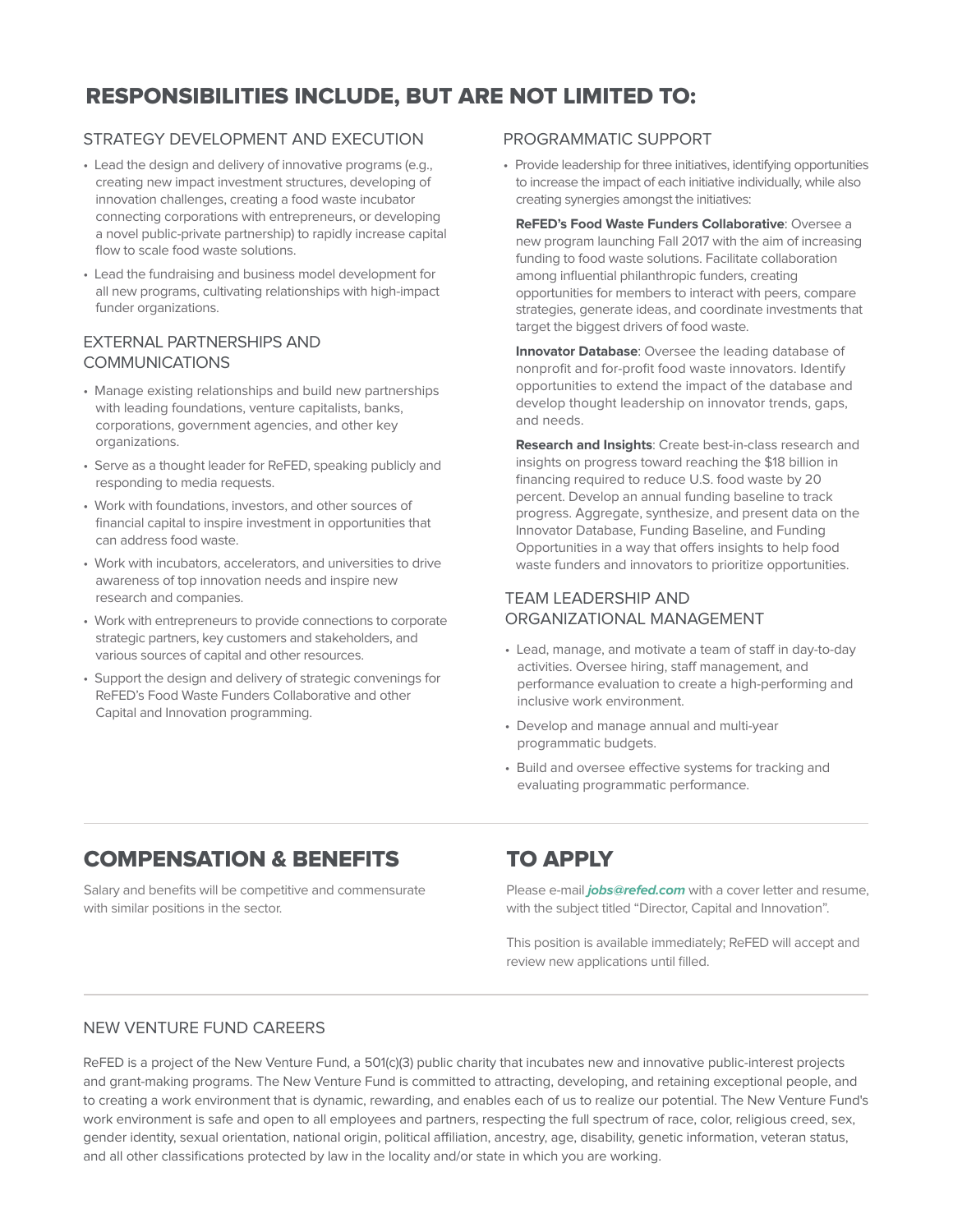# RESPONSIBILITIES INCLUDE, BUT ARE NOT LIMITED TO:

## STRATEGY DEVELOPMENT AND EXECUTION

- Lead the design and delivery of innovative programs (e.g., creating new impact investment structures, developing of innovation challenges, creating a food waste incubator connecting corporations with entrepreneurs, or developing a novel public-private partnership) to rapidly increase capital flow to scale food waste solutions.
- Lead the fundraising and business model development for all new programs, cultivating relationships with high-impact funder organizations.

## EXTERNAL PARTNERSHIPS AND COMMUNICATIONS

- Manage existing relationships and build new partnerships with leading foundations, venture capitalists, banks, corporations, government agencies, and other key organizations.
- Serve as a thought leader for ReFED, speaking publicly and responding to media requests.
- Work with foundations, investors, and other sources of financial capital to inspire investment in opportunities that can address food waste.
- Work with incubators, accelerators, and universities to drive awareness of top innovation needs and inspire new research and companies.
- Work with entrepreneurs to provide connections to corporate strategic partners, key customers and stakeholders, and various sources of capital and other resources.
- Support the design and delivery of strategic convenings for ReFED's Food Waste Funders Collaborative and other Capital and Innovation programming.

## PROGRAMMATIC SUPPORT

- Provide leadership for three initiatives, identifying opportunities to increase the impact of each initiative individually, while also creating synergies amongst the initiatives:

  **ReFED's Food Waste Funders Collaborative**: Oversee a new program launching Fall 2017 with the aim of increasing funding to food waste solutions. Facilitate collaboration among influential philanthropic funders, creating opportunities for members to interact with peers, compare strategies, generate ideas, and coordinate investments that target the biggest drivers of food waste.

  **Innovator Database**: Oversee the leading database of nonprofit and for-profit food waste innovators. Identify opportunities to extend the impact of the database and develop thought leadership on innovator trends, gaps, and needs.

  **Research and Insights**: Create best-in-class research and insights on progress toward reaching the $18 billion in financing required to reduce U.S. food waste by 20 percent. Develop an annual funding baseline to track progress. Aggregate, synthesize, and present data on the Innovator Database, Funding Baseline, and Funding Opportunities in a way that offers insights to help food waste funders and innovators to prioritize opportunities.

## TEAM LEADERSHIP AND ORGANIZATIONAL MANAGEMENT

- Lead, manage, and motivate a team of staff in day-to-day activities. Oversee hiring, staff management, and performance evaluation to create a high-performing and inclusive work environment.
- Develop and manage annual and multi-year programmatic budgets.
- Build and oversee effective systems for tracking and evaluating programmatic performance.

# COMPENSATION & BENEFITS

Salary and benefits will be competitive and commensurate with similar positions in the sector.

# TO APPLY

Please e-mail ***jobs@refed.com*** with a cover letter and resume, with the subject titled "Director, Capital and Innovation".

This position is available immediately; ReFED will accept and review new applications until filled.

## NEW VENTURE FUND CAREERS

ReFED is a project of the New Venture Fund, a 501(c)(3) public charity that incubates new and innovative public-interest projects and grant-making programs. The New Venture Fund is committed to attracting, developing, and retaining exceptional people, and to creating a work environment that is dynamic, rewarding, and enables each of us to realize our potential. The New Venture Fund's work environment is safe and open to all employees and partners, respecting the full spectrum of race, color, religious creed, sex, gender identity, sexual orientation, national origin, political affiliation, ancestry, age, disability, genetic information, veteran status, and all other classifications protected by law in the locality and/or state in which you are working.